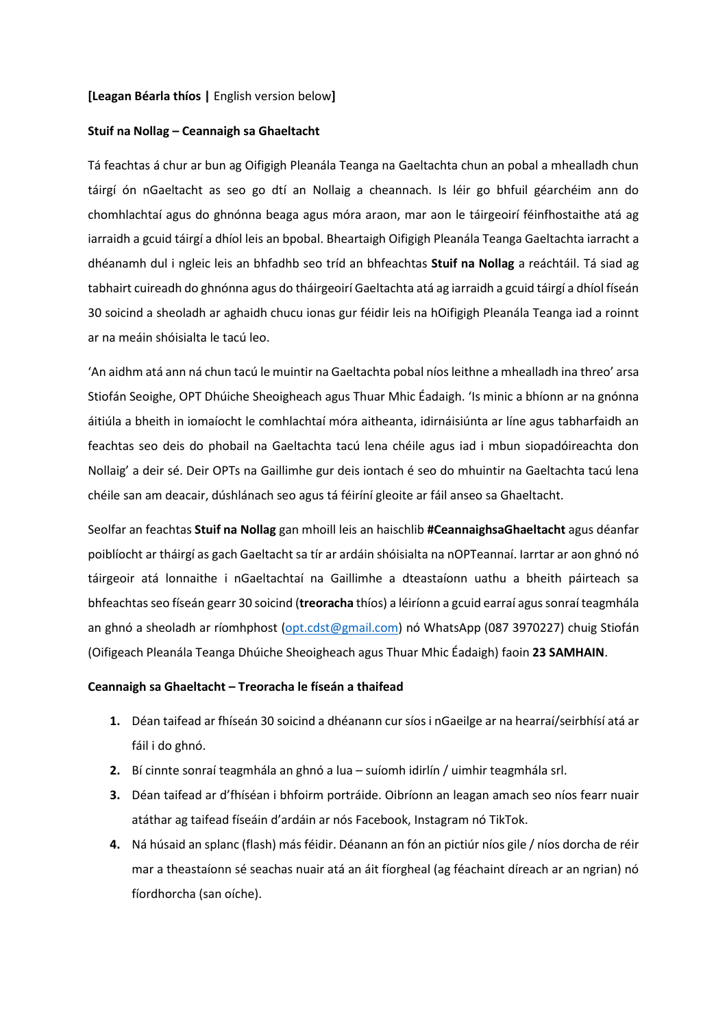**[Leagan Béarla thíos |** English version below**]**

**Stuif na Nollag – Ceannaigh sa Ghaeltacht**

Tá feachtas á chur ar bun ag Oifigigh Pleanála Teanga na Gaeltachta chun an pobal a mhealladh chun táirgí ón nGaeltacht as seo go dtí an Nollaig a cheannach. Is léir go bhfuil géarchéim ann do chomhlachtaí agus do ghnónna beaga agus móra araon, mar aon le táirgeoirí féinfhostaithe atá ag iarraidh a gcuid táirgí a dhíol leis an bpobal. Bheartaigh Oifigigh Pleanála Teanga Gaeltachta iarracht a dhéanamh dul i ngleic leis an bhfadhb seo tríd an bhfeachtas **Stuif na Nollag** a reáchtáil. Tá siad ag tabhairt cuireadh do ghnónna agus do tháirgeoirí Gaeltachta atá ag iarraidh a gcuid táirgí a dhíol físeán 30 soicind a sheoladh ar aghaidh chucu ionas gur féidir leis na hOifigigh Pleanála Teanga iad a roinnt ar na meáin shóisialta le tacú leo.

'An aidhm atá ann ná chun tacú le muintir na Gaeltachta pobal níos leithne a mhealladh ina threo' arsa Stiofán Seoighe, OPT Dhúiche Sheoigheach agus Thuar Mhic Éadaigh. 'Is minic a bhíonn ar na gnónna áitiúla a bheith in iomaíocht le comhlachtaí móra aitheanta, idirnáisiúnta ar líne agus tabharfaidh an feachtas seo deis do phobail na Gaeltachta tacú lena chéile agus iad i mbun siopadóireachta don Nollaig' a deir sé. Deir OPTs na Gaillimhe gur deis iontach é seo do mhuintir na Gaeltachta tacú lena chéile san am deacair, dúshlánach seo agus tá féiríní gleoite ar fáil anseo sa Ghaeltacht.

Seolfar an feachtas **Stuif na Nollag** gan mhoill leis an haischlib **#CeannaighsaGhaeltacht** agus déanfar poiblíocht ar tháirgí as gach Gaeltacht sa tír ar ardáin shóisialta na nOPTeannaí. Iarrtar ar aon ghnó nó táirgeoir atá lonnaithe i nGaeltachtaí na Gaillimhe a dteastaíonn uathu a bheith páirteach sa bhfeachtas seo físeán gearr 30 soicind (**treoracha** thíos) a léiríonn a gcuid earraí agus sonraí teagmhála an ghnó a sheoladh ar ríomhphost (opt.cdst@gmail.com) nó WhatsApp (087 3970227) chuig Stiofán (Oifigeach Pleanála Teanga Dhúiche Sheoigheach agus Thuar Mhic Éadaigh) faoin **23 SAMHAIN**.

**Ceannaigh sa Ghaeltacht – Treoracha le físeán a thaifead**

1. Déan taifead ar fhíseán 30 soicind a dhéanann cur síos i nGaeilge ar na hearraí/seirbhísí atá ar fáil i do ghnó.
2. Bí cinnte sonraí teagmhála an ghnó a lua – suíomh idirlín / uimhir teagmhála srl.
3. Déan taifead ar d'fhíséan i bhfoirm portráide. Oibríonn an leagan amach seo níos fearr nuair atáthar ag taifead físeáin d'ardáin ar nós Facebook, Instagram nó TikTok.
4. Ná húsaid an splanc (flash) más féidir. Déanann an fón an pictiúr níos gile / níos dorcha de réir mar a theastaíonn sé seachas nuair atá an áit fíorgheal (ag féachaint díreach ar an ngrian) nó fíordhorcha (san oíche).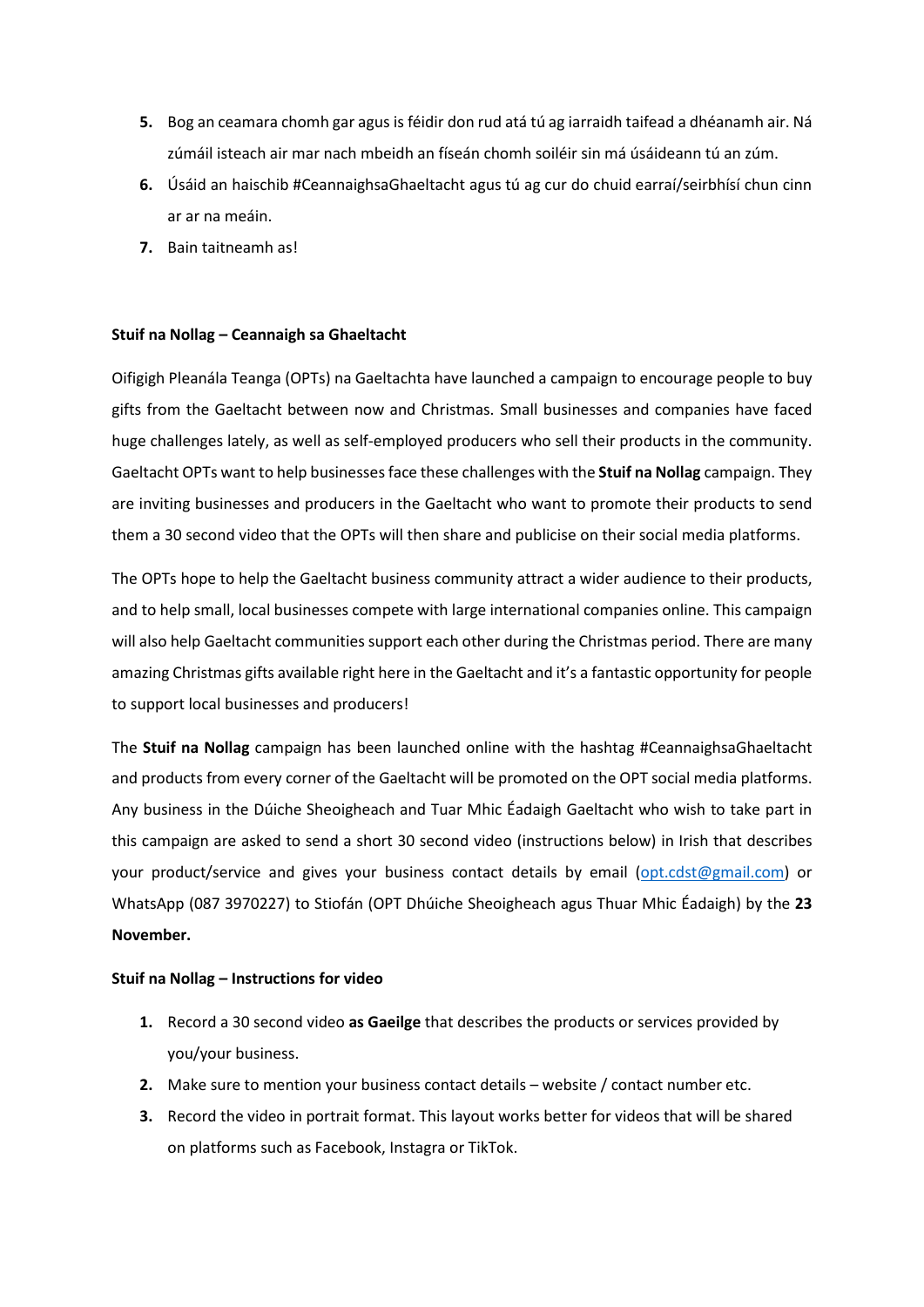5. Bog an ceamara chomh gar agus is féidir don rud atá tú ag iarraidh taifead a dhéanamh air. Ná zúmáil isteach air mar nach mbeidh an físeán chomh soiléir sin má úsáideann tú an zúm.
6. Úsáid an haischib #CeannaighsaGhaeltacht agus tú ag cur do chuid earraí/seirbhísí chun cinn ar ar na meáin.
7. Bain taitneamh as!

**Stuif na Nollag – Ceannaigh sa Ghaeltacht**

Oifigigh Pleanála Teanga (OPTs) na Gaeltachta have launched a campaign to encourage people to buy gifts from the Gaeltacht between now and Christmas. Small businesses and companies have faced huge challenges lately, as well as self-employed producers who sell their products in the community. Gaeltacht OPTs want to help businesses face these challenges with the **Stuif na Nollag** campaign. They are inviting businesses and producers in the Gaeltacht who want to promote their products to send them a 30 second video that the OPTs will then share and publicise on their social media platforms.

The OPTs hope to help the Gaeltacht business community attract a wider audience to their products, and to help small, local businesses compete with large international companies online. This campaign will also help Gaeltacht communities support each other during the Christmas period. There are many amazing Christmas gifts available right here in the Gaeltacht and it's a fantastic opportunity for people to support local businesses and producers!

The **Stuif na Nollag** campaign has been launched online with the hashtag #CeannaighsaGhaeltacht and products from every corner of the Gaeltacht will be promoted on the OPT social media platforms. Any business in the Dúiche Sheoigheach and Tuar Mhic Éadaigh Gaeltacht who wish to take part in this campaign are asked to send a short 30 second video (instructions below) in Irish that describes your product/service and gives your business contact details by email (opt.cdst@gmail.com) or WhatsApp (087 3970227) to Stiofán (OPT Dhúiche Sheoigheach agus Thuar Mhic Éadaigh) by the **23 November.**

**Stuif na Nollag – Instructions for video**

1. Record a 30 second video **as Gaeilge** that describes the products or services provided by you/your business.
2. Make sure to mention your business contact details – website / contact number etc.
3. Record the video in portrait format. This layout works better for videos that will be shared on platforms such as Facebook, Instagra or TikTok.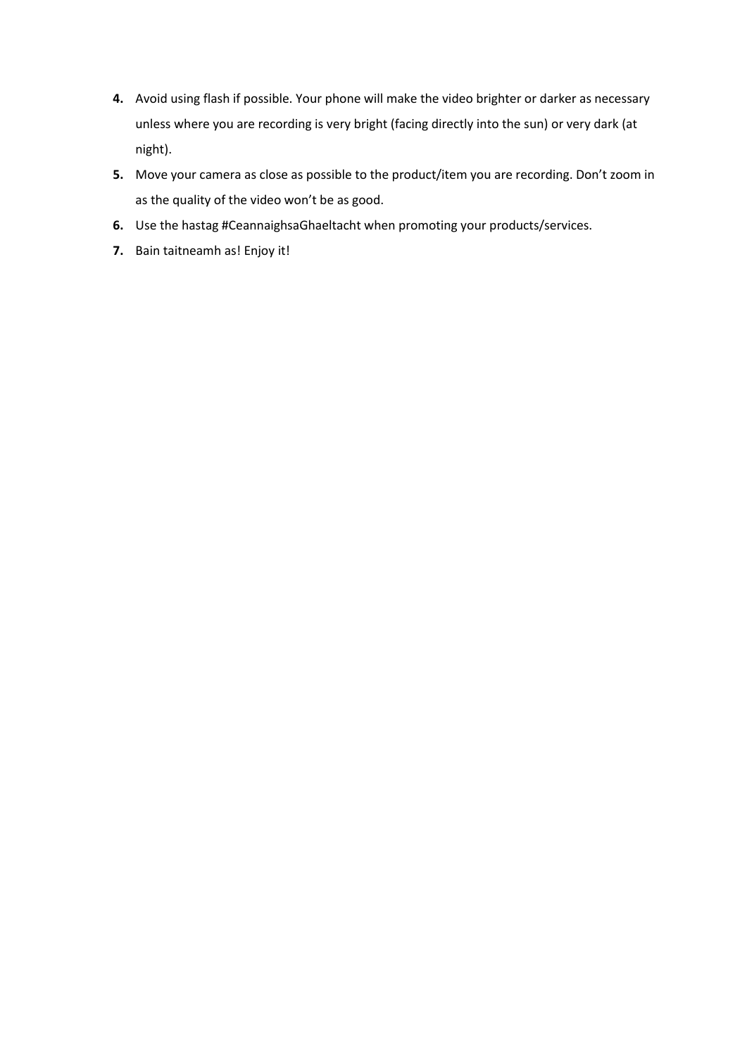4. Avoid using flash if possible. Your phone will make the video brighter or darker as necessary unless where you are recording is very bright (facing directly into the sun) or very dark (at night).
5. Move your camera as close as possible to the product/item you are recording. Don't zoom in as the quality of the video won't be as good.
6. Use the hastag #CeannaighsaGhaeltacht when promoting your products/services.
7. Bain taitneamh as! Enjoy it!